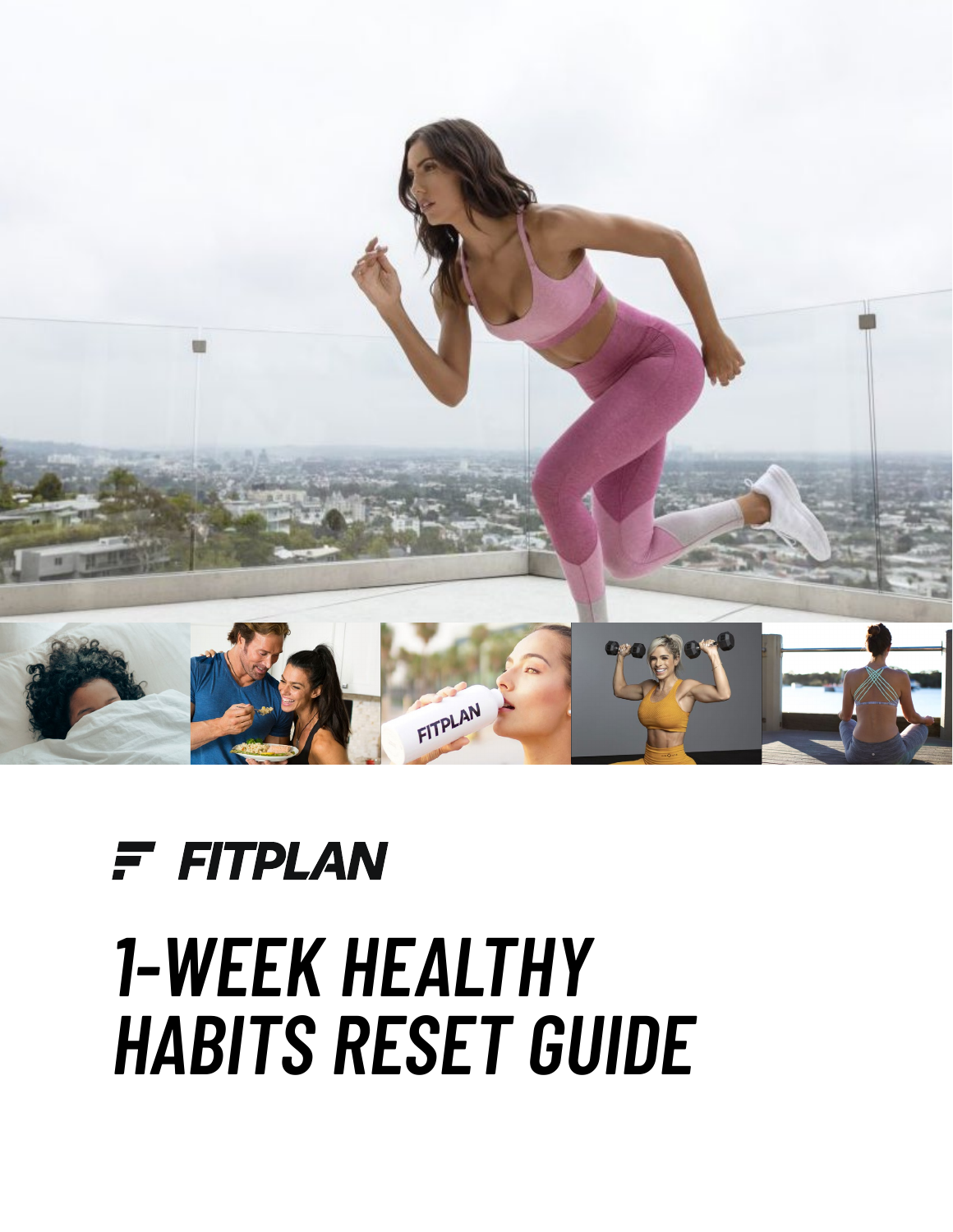FITPLAN

# 1-WEEK HEALTHY HABITS RESET GUIDE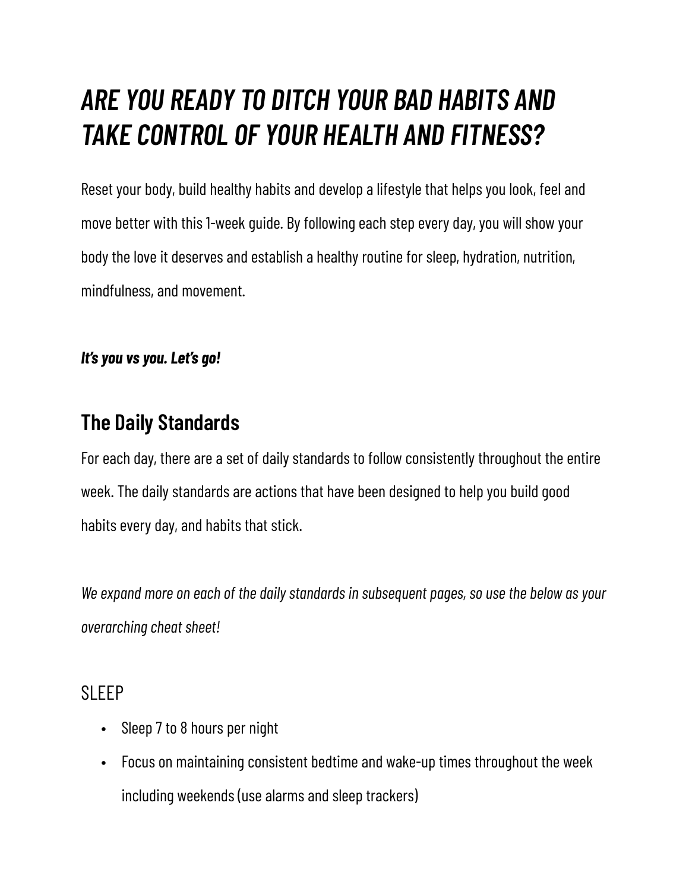# *ARE YOU READY TO DITCH YOUR BAD HABITS AND TAKE CONTROL OF YOUR HEALTH AND FITNESS?*

Reset your body, build healthy habits and develop a lifestyle that helps you look, feel and move better with this 1-week guide. By following each step every day, you will show your body the love it deserves and establish a healthy routine for sleep, hydration, nutrition, mindfulness, and movement.

***It's you vs you. Let's go!***

## The Daily Standards

For each day, there are a set of daily standards to follow consistently throughout the entire week. The daily standards are actions that have been designed to help you build good habits every day, and habits that stick.

*We expand more on each of the daily standards in subsequent pages, so use the below as your overarching cheat sheet!*

### SLEEP

- Sleep 7 to 8 hours per night
- Focus on maintaining consistent bedtime and wake-up times throughout the week including weekends (use alarms and sleep trackers)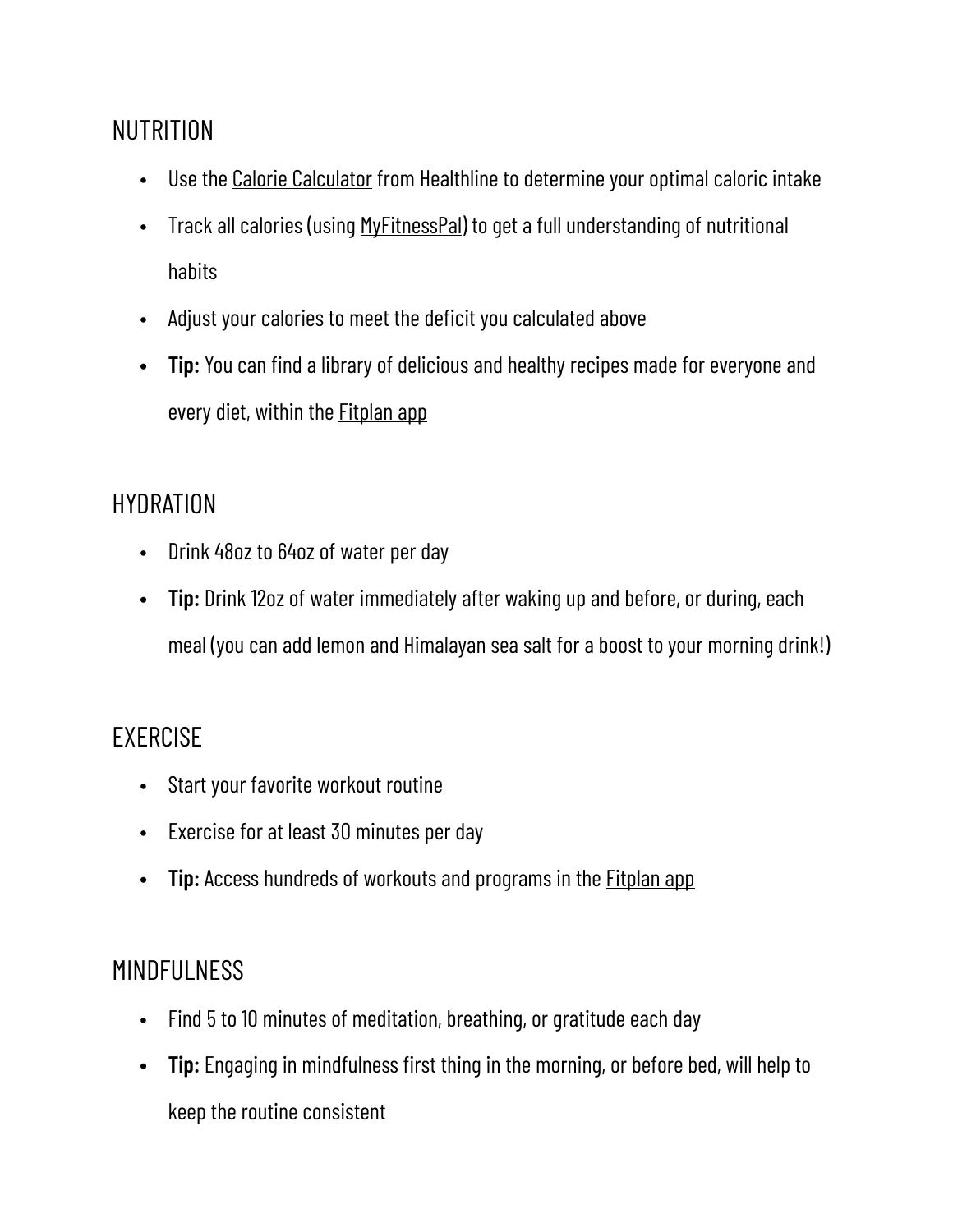## NUTRITION

- Use the Calorie Calculator from Healthline to determine your optimal caloric intake
- Track all calories (using MyFitnessPal) to get a full understanding of nutritional habits
- Adjust your calories to meet the deficit you calculated above
- **Tip:** You can find a library of delicious and healthy recipes made for everyone and every diet, within the Fitplan app

## HYDRATION

- Drink 48oz to 64oz of water per day
- **Tip:** Drink 12oz of water immediately after waking up and before, or during, each meal (you can add lemon and Himalayan sea salt for a boost to your morning drink!)

## EXERCISE

- Start your favorite workout routine
- Exercise for at least 30 minutes per day
- **Tip:** Access hundreds of workouts and programs in the Fitplan app

## MINDFULNESS

- Find 5 to 10 minutes of meditation, breathing, or gratitude each day
- **Tip:** Engaging in mindfulness first thing in the morning, or before bed, will help to keep the routine consistent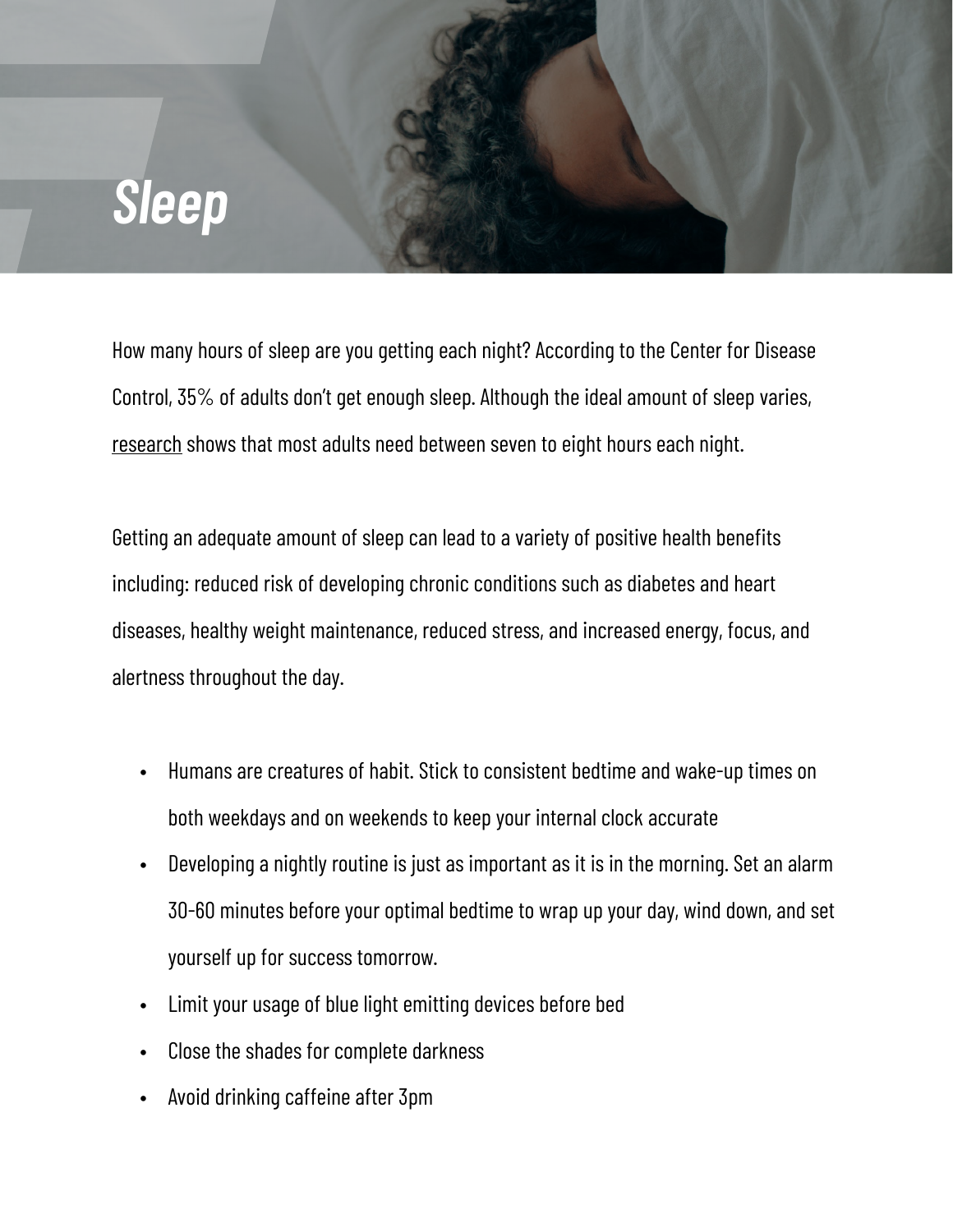# *Sleep*

How many hours of sleep are you getting each night? According to the Center for Disease Control, 35% of adults don't get enough sleep. Although the ideal amount of sleep varies, research shows that most adults need between seven to eight hours each night.

Getting an adequate amount of sleep can lead to a variety of positive health benefits including: reduced risk of developing chronic conditions such as diabetes and heart diseases, healthy weight maintenance, reduced stress, and increased energy, focus, and alertness throughout the day.

- Humans are creatures of habit. Stick to consistent bedtime and wake-up times on both weekdays and on weekends to keep your internal clock accurate
- Developing a nightly routine is just as important as it is in the morning. Set an alarm 30-60 minutes before your optimal bedtime to wrap up your day, wind down, and set yourself up for success tomorrow.
- Limit your usage of blue light emitting devices before bed
- Close the shades for complete darkness
- Avoid drinking caffeine after 3pm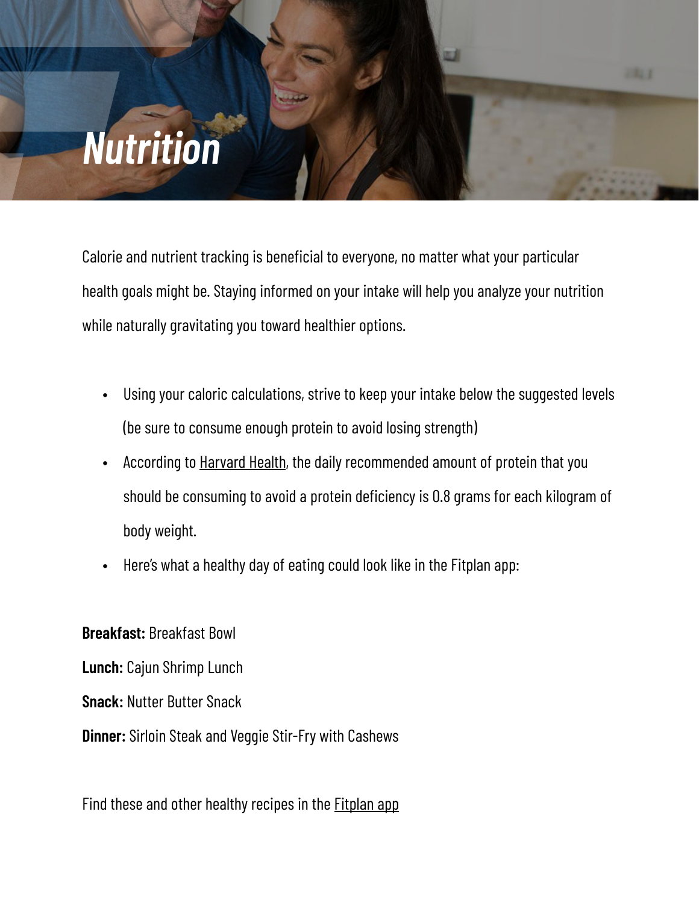# *Nutrition*

Calorie and nutrient tracking is beneficial to everyone, no matter what your particular health goals might be. Staying informed on your intake will help you analyze your nutrition while naturally gravitating you toward healthier options.

- Using your caloric calculations, strive to keep your intake below the suggested levels (be sure to consume enough protein to avoid losing strength)
- According to Harvard Health, the daily recommended amount of protein that you should be consuming to avoid a protein deficiency is 0.8 grams for each kilogram of body weight.
- Here's what a healthy day of eating could look like in the Fitplan app:

**Breakfast:** Breakfast Bowl

**Lunch:** Cajun Shrimp Lunch

**Snack:** Nutter Butter Snack

**Dinner:** Sirloin Steak and Veggie Stir-Fry with Cashews

Find these and other healthy recipes in the Fitplan app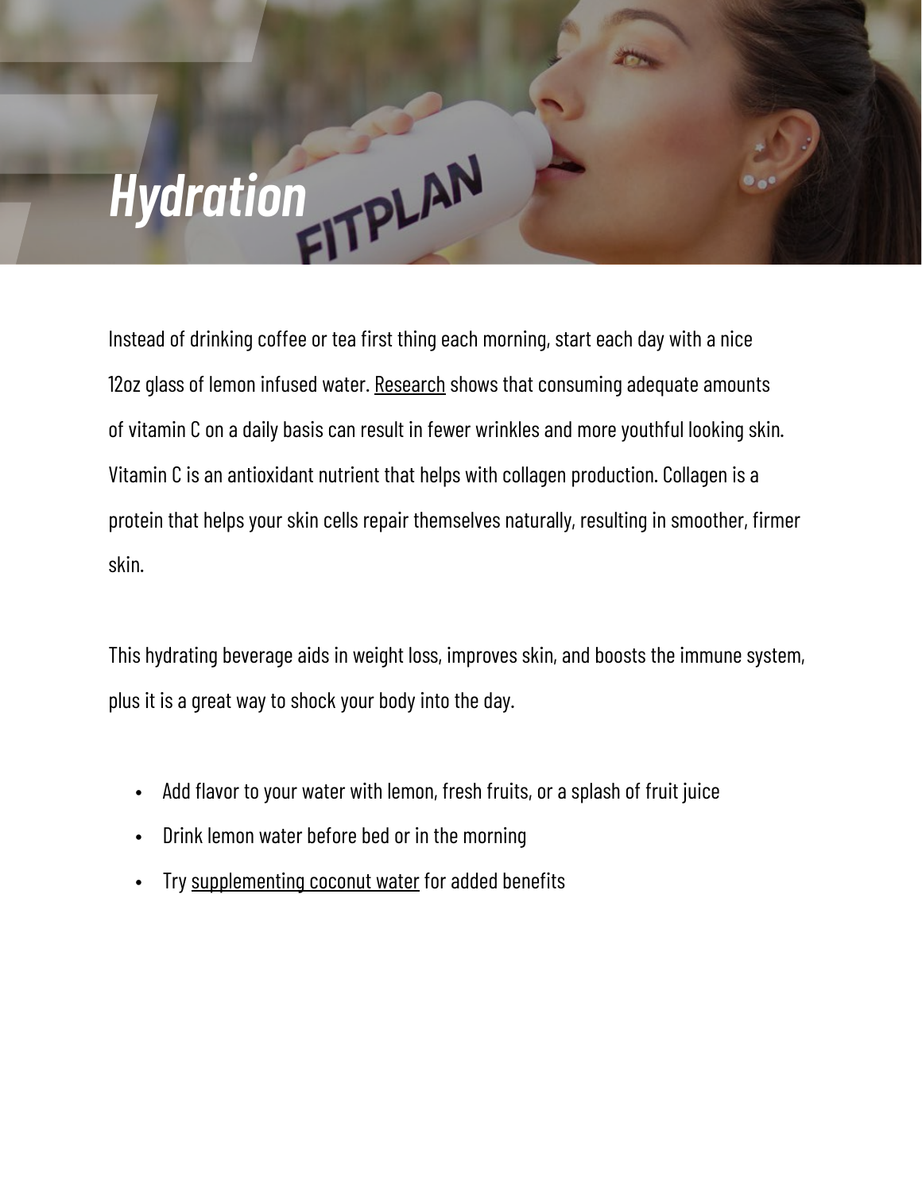# Hydration

Instead of drinking coffee or tea first thing each morning, start each day with a nice 12oz glass of lemon infused water. Research shows that consuming adequate amounts of vitamin C on a daily basis can result in fewer wrinkles and more youthful looking skin. Vitamin C is an antioxidant nutrient that helps with collagen production. Collagen is a protein that helps your skin cells repair themselves naturally, resulting in smoother, firmer skin.

This hydrating beverage aids in weight loss, improves skin, and boosts the immune system, plus it is a great way to shock your body into the day.

- Add flavor to your water with lemon, fresh fruits, or a splash of fruit juice
- Drink lemon water before bed or in the morning
- Try supplementing coconut water for added benefits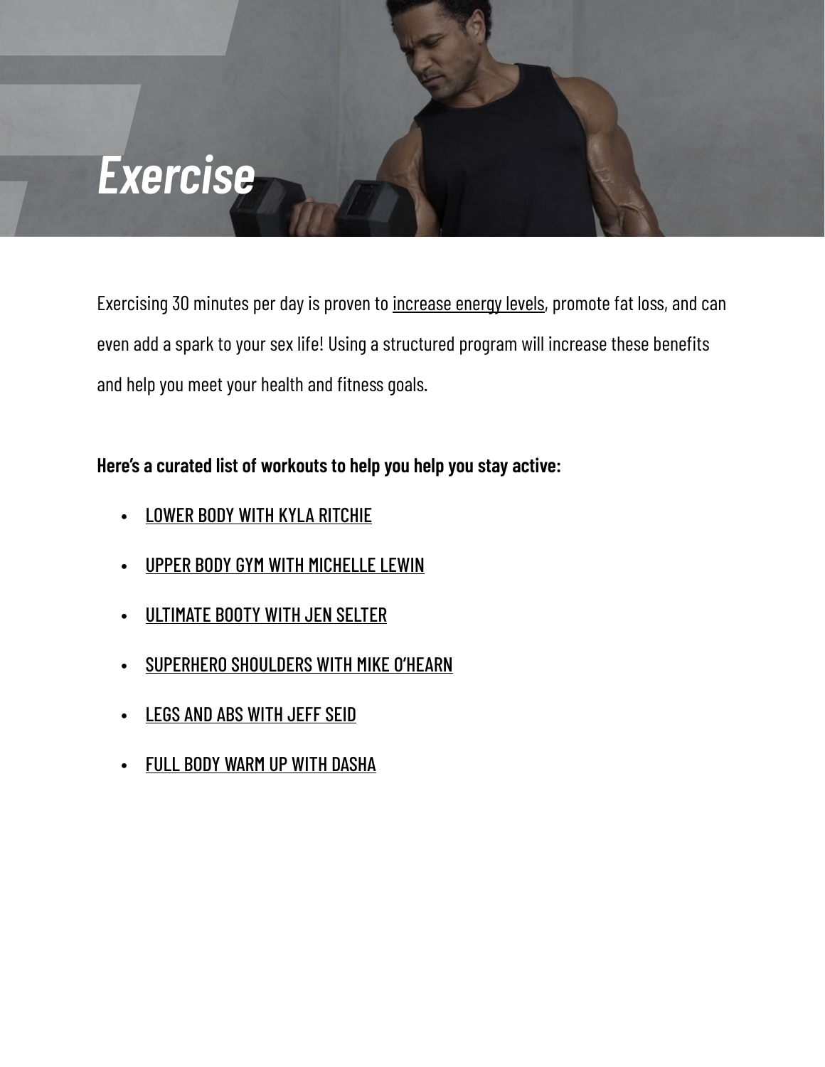# *Exercise*

Exercising 30 minutes per day is proven to increase energy levels, promote fat loss, and can even add a spark to your sex life! Using a structured program will increase these benefits and help you meet your health and fitness goals.

**Here's a curated list of workouts to help you help you stay active:**

- LOWER BODY WITH KYLA RITCHIE
- UPPER BODY GYM WITH MICHELLE LEWIN
- ULTIMATE BOOTY WITH JEN SELTER
- SUPERHERO SHOULDERS WITH MIKE O'HEARN
- LEGS AND ABS WITH JEFF SEID
- FULL BODY WARM UP WITH DASHA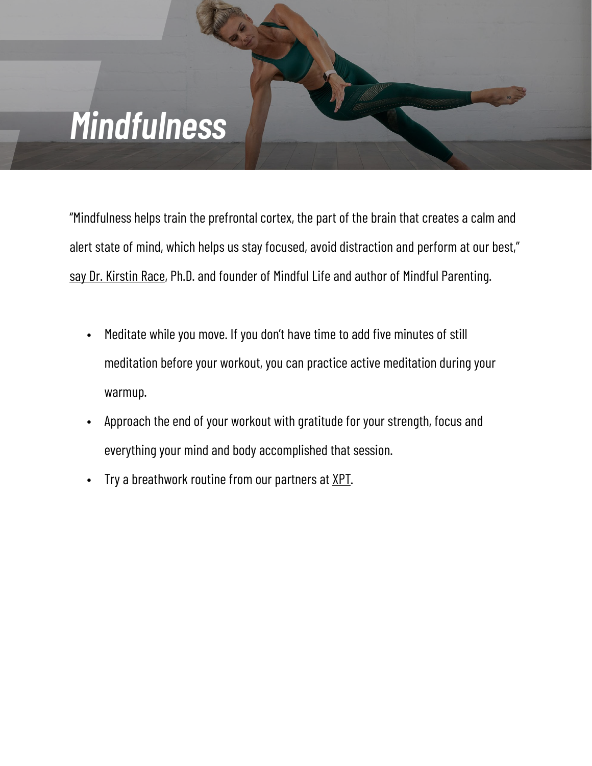# *Mindfulness*

"Mindfulness helps train the prefrontal cortex, the part of the brain that creates a calm and alert state of mind, which helps us stay focused, avoid distraction and perform at our best," say Dr. Kirstin Race, Ph.D. and founder of Mindful Life and author of Mindful Parenting.

- Meditate while you move. If you don't have time to add five minutes of still meditation before your workout, you can practice active meditation during your warmup.
- Approach the end of your workout with gratitude for your strength, focus and everything your mind and body accomplished that session.
- Try a breathwork routine from our partners at XPT.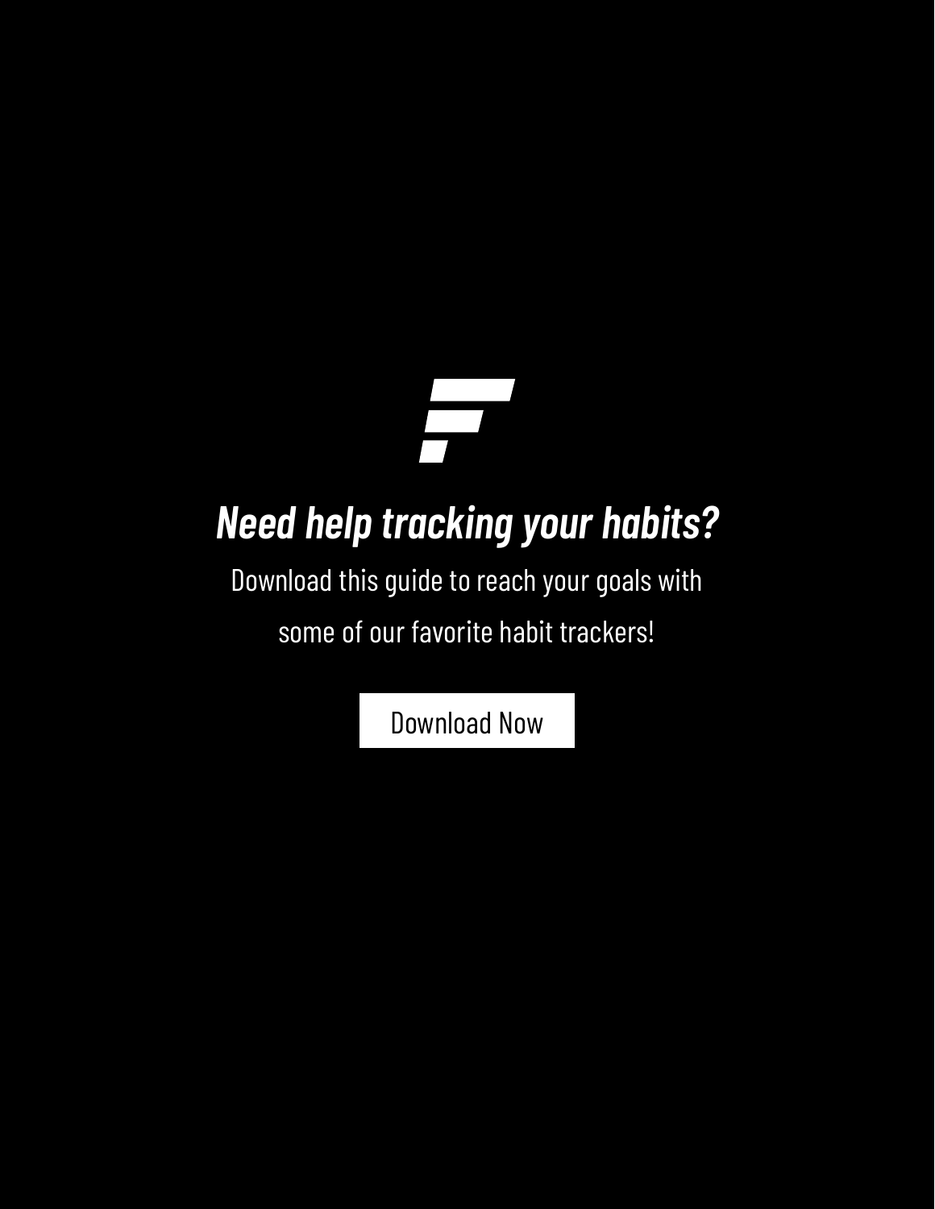## *Need help tracking your habits?*

Download this guide to reach your goals with some of our favorite habit trackers!

Download Now